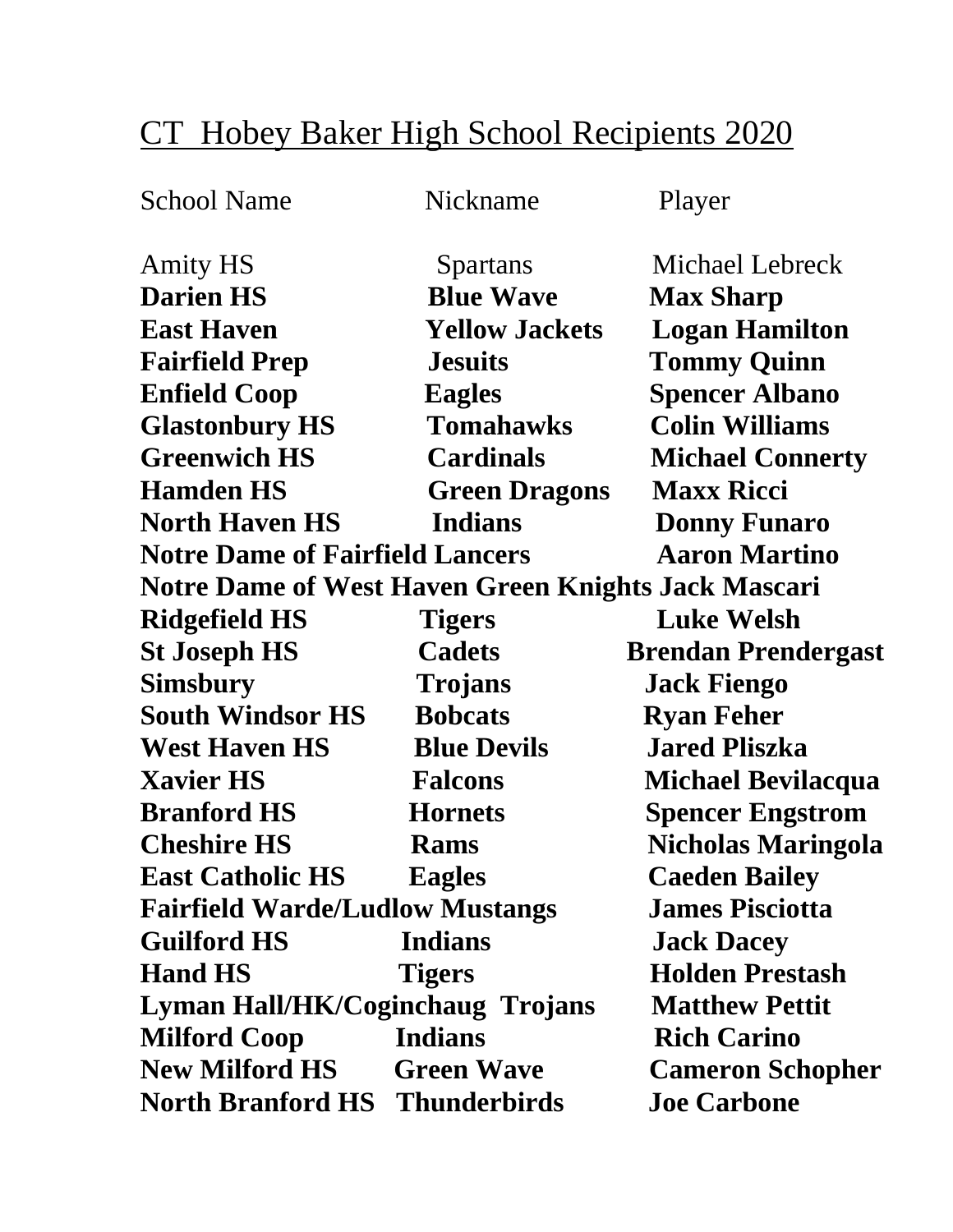# CT Hobey Baker High School Recipients 2020

| School Name | Nickname | Player |
| --- | --- | --- |
| Amity HS | Spartans | Michael Lebreck |
| **Darien HS** | **Blue Wave** | **Max Sharp** |
| **East Haven** | **Yellow Jackets** | **Logan Hamilton** |
| **Fairfield Prep** | **Jesuits** | **Tommy Quinn** |
| **Enfield Coop** | **Eagles** | **Spencer Albano** |
| **Glastonbury HS** | **Tomahawks** | **Colin Williams** |
| **Greenwich HS** | **Cardinals** | **Michael Connerty** |
| **Hamden HS** | **Green Dragons** | **Maxx Ricci** |
| **North Haven HS** | **Indians** | **Donny Funaro** |
| **Notre Dame of Fairfield** | **Lancers** | **Aaron Martino** |
| **Notre Dame of West Haven** | **Green Knights** | **Jack Mascari** |
| **Ridgefield HS** | **Tigers** | **Luke Welsh** |
| **St Joseph HS** | **Cadets** | **Brendan Prendergast** |
| **Simsbury** | **Trojans** | **Jack Fiengo** |
| **South Windsor HS** | **Bobcats** | **Ryan Feher** |
| **West Haven HS** | **Blue Devils** | **Jared Pliszka** |
| **Xavier HS** | **Falcons** | **Michael Bevilacqua** |
| **Branford HS** | **Hornets** | **Spencer Engstrom** |
| **Cheshire HS** | **Rams** | **Nicholas Maringola** |
| **East Catholic HS** | **Eagles** | **Caeden Bailey** |
| **Fairfield Warde/Ludlow** | **Mustangs** | **James Pisciotta** |
| **Guilford HS** | **Indians** | **Jack Dacey** |
| **Hand HS** | **Tigers** | **Holden Prestash** |
| **Lyman Hall/HK/Coginchaug** | **Trojans** | **Matthew Pettit** |
| **Milford Coop** | **Indians** | **Rich Carino** |
| **New Milford HS** | **Green Wave** | **Cameron Schopher** |
| **North Branford HS** | **Thunderbirds** | **Joe Carbone** |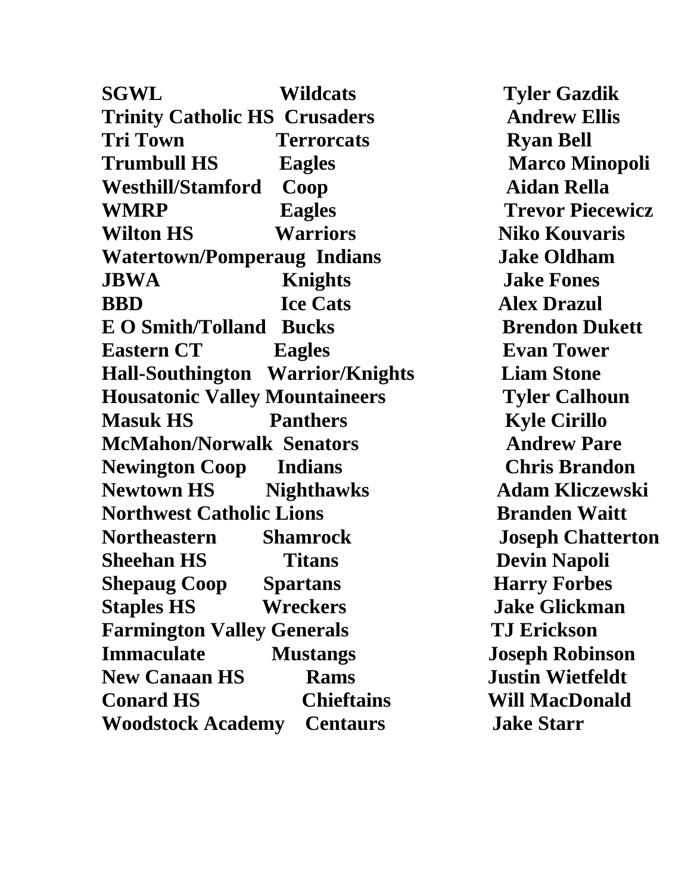| | | |
|---|---|---|
| **SGWL** | **Wildcats** | **Tyler Gazdik** |
| **Trinity Catholic HS** | **Crusaders** | **Andrew Ellis** |
| **Tri Town** | **Terrorcats** | **Ryan Bell** |
| **Trumbull HS** | **Eagles** | **Marco Minopoli** |
| **Westhill/Stamford** | **Coop** | **Aidan Rella** |
| **WMRP** | **Eagles** | **Trevor Piecewicz** |
| **Wilton HS** | **Warriors** | **Niko Kouvaris** |
| **Watertown/Pomperaug** | **Indians** | **Jake Oldham** |
| **JBWA** | **Knights** | **Jake Fones** |
| **BBD** | **Ice Cats** | **Alex Drazul** |
| **E O Smith/Tolland** | **Bucks** | **Brendon Dukett** |
| **Eastern CT** | **Eagles** | **Evan Tower** |
| **Hall-Southington** | **Warrior/Knights** | **Liam Stone** |
| **Housatonic Valley** | **Mountaineers** | **Tyler Calhoun** |
| **Masuk HS** | **Panthers** | **Kyle Cirillo** |
| **McMahon/Norwalk** | **Senators** | **Andrew Pare** |
| **Newington Coop** | **Indians** | **Chris Brandon** |
| **Newtown HS** | **Nighthawks** | **Adam Kliczewski** |
| **Northwest Catholic** | **Lions** | **Branden Waitt** |
| **Northeastern** | **Shamrock** | **Joseph Chatterton** |
| **Sheehan HS** | **Titans** | **Devin Napoli** |
| **Shepaug Coop** | **Spartans** | **Harry Forbes** |
| **Staples HS** | **Wreckers** | **Jake Glickman** |
| **Farmington Valley** | **Generals** | **TJ Erickson** |
| **Immaculate** | **Mustangs** | **Joseph Robinson** |
| **New Canaan HS** | **Rams** | **Justin Wietfeldt** |
| **Conard HS** | **Chieftains** | **Will MacDonald** |
| **Woodstock Academy** | **Centaurs** | **Jake Starr** |